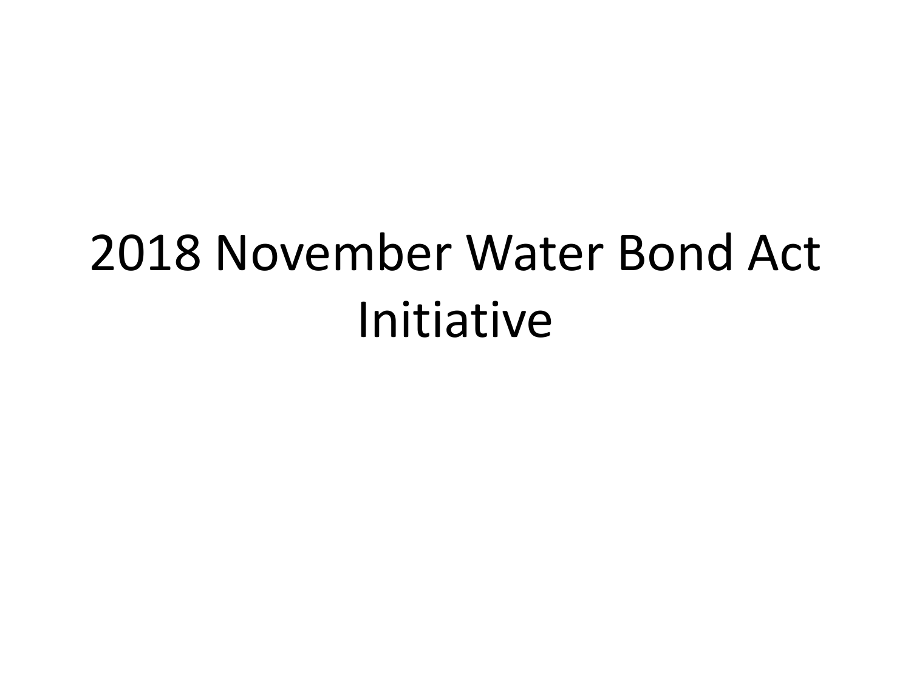# 2018 November Water Bond Act Initiative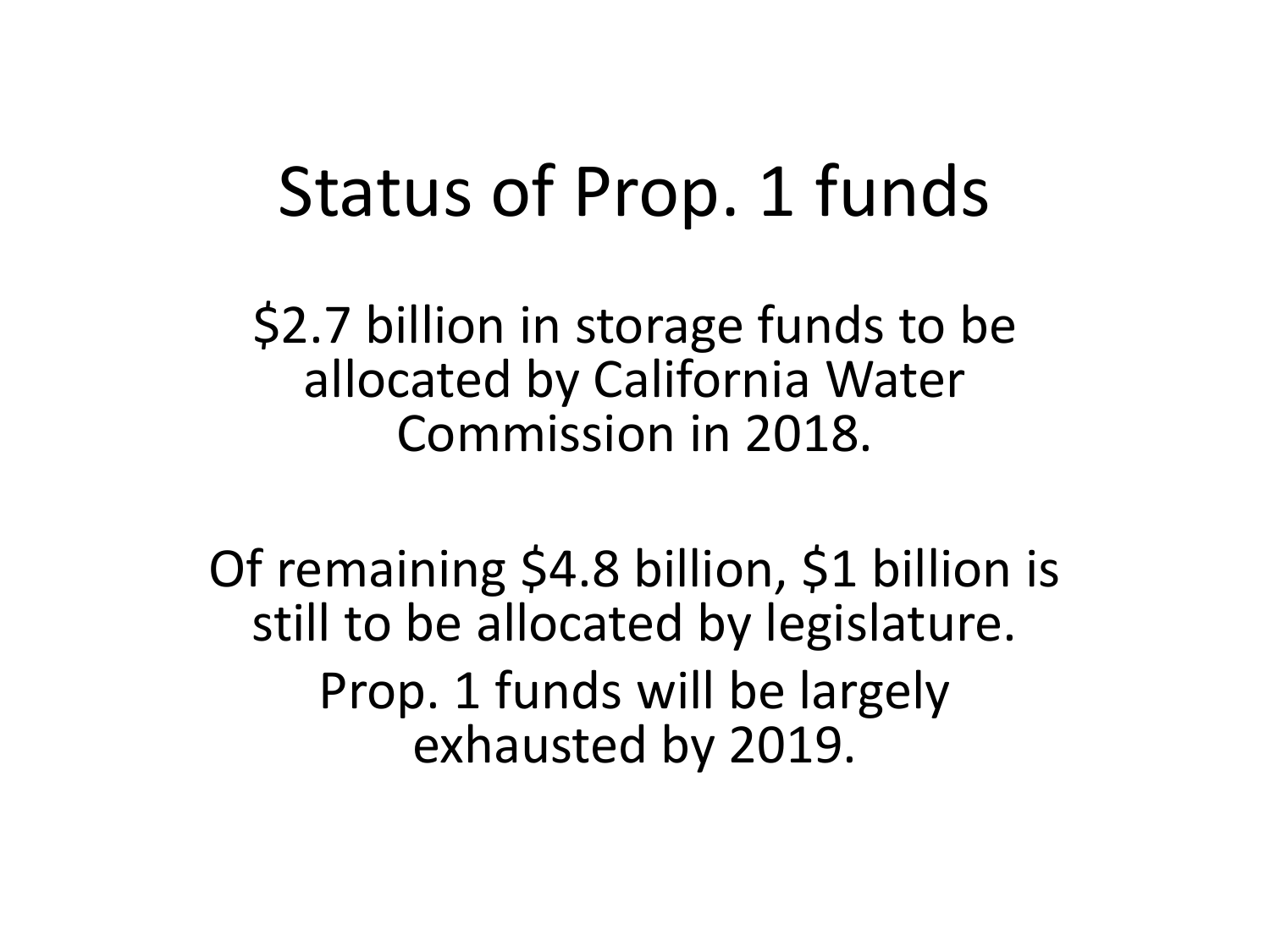# Status of Prop. 1 funds

$2.7 billion in storage funds to be allocated by California Water Commission in 2018.

Of remaining $4.8 billion, $1 billion is still to be allocated by legislature.

Prop. 1 funds will be largely exhausted by 2019.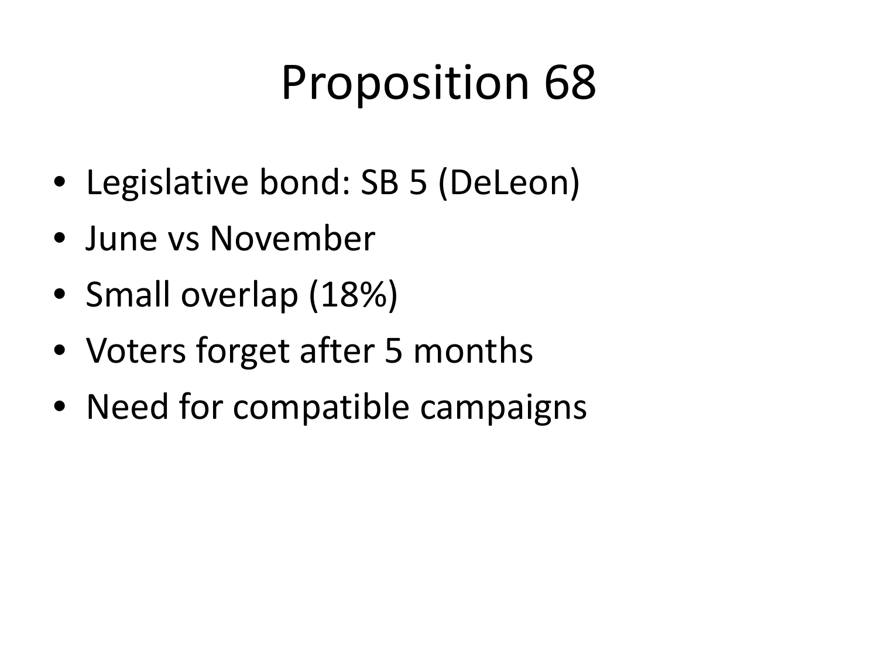# Proposition 68

- Legislative bond: SB 5 (DeLeon)
- June vs November
- Small overlap (18%)
- Voters forget after 5 months
- Need for compatible campaigns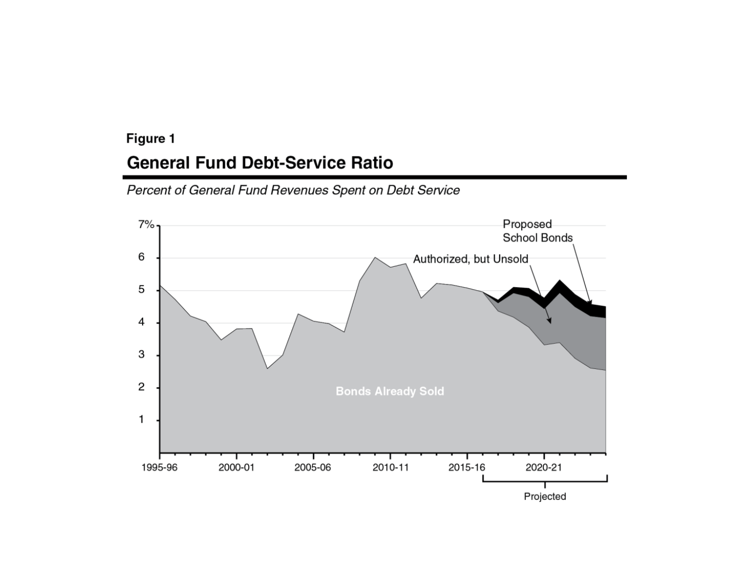Figure 1

## General Fund Debt-Service Ratio

*Percent of General Fund Revenues Spent on Debt Service*

7%
6
5
4
3
2
1

1995-96 | 2000-01 | 2005-06 | 2010-11 | 2015-16 | 2020-21

Projected

Bonds Already Sold

Authorized, but Unsold

Proposed School Bonds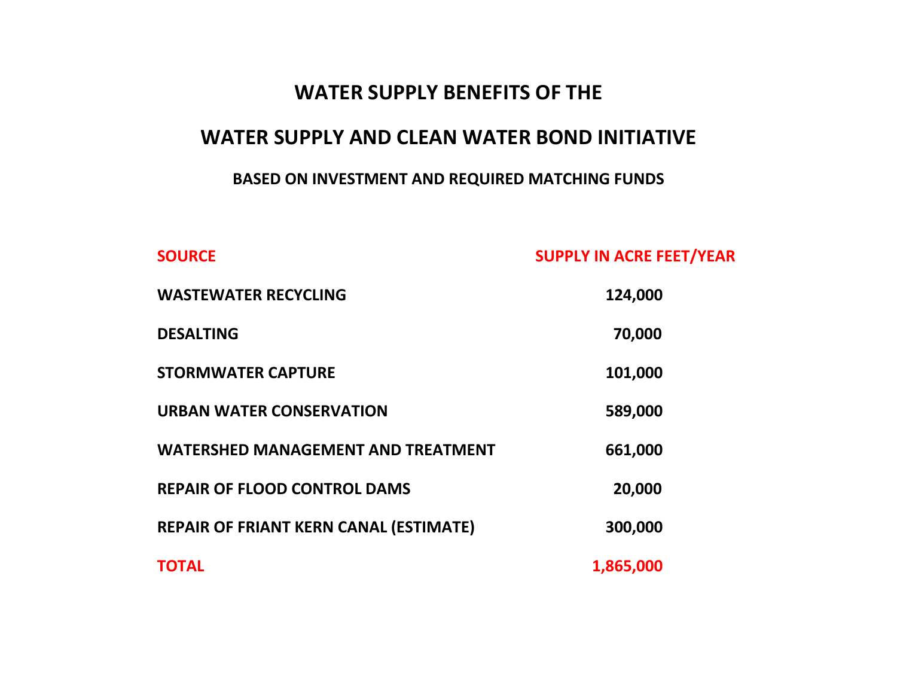# WATER SUPPLY BENEFITS OF THE

# WATER SUPPLY AND CLEAN WATER BOND INITIATIVE

### BASED ON INVESTMENT AND REQUIRED MATCHING FUNDS

| SOURCE | SUPPLY IN ACRE FEET/YEAR |
|---|---|
| WASTEWATER RECYCLING | 124,000 |
| DESALTING | 70,000 |
| STORMWATER CAPTURE | 101,000 |
| URBAN WATER CONSERVATION | 589,000 |
| WATERSHED MANAGEMENT AND TREATMENT | 661,000 |
| REPAIR OF FLOOD CONTROL DAMS | 20,000 |
| REPAIR OF FRIANT KERN CANAL (ESTIMATE) | 300,000 |
| TOTAL | 1,865,000 |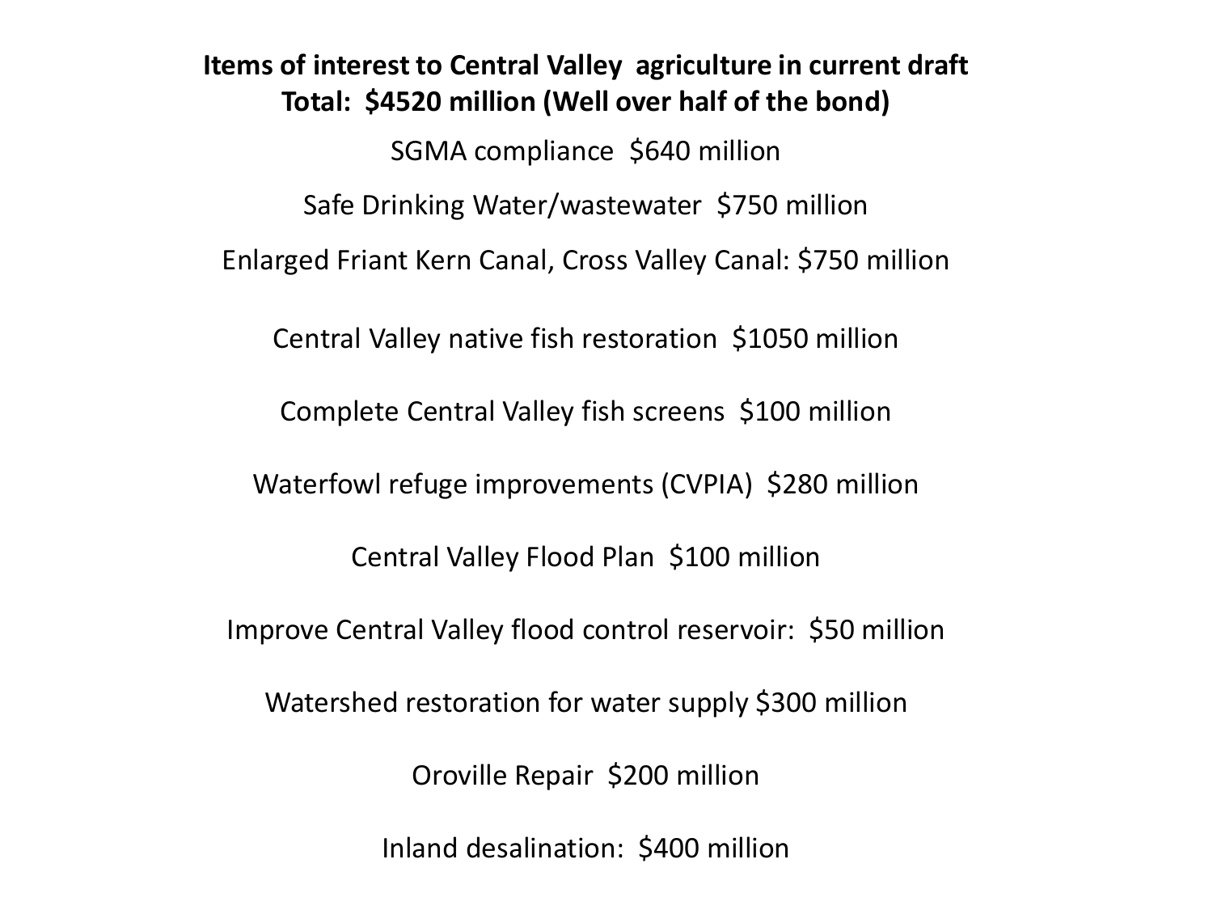**Items of interest to Central Valley agriculture in current draft**
**Total: $4520 million (Well over half of the bond)**

SGMA compliance $640 million

Safe Drinking Water/wastewater $750 million

Enlarged Friant Kern Canal, Cross Valley Canal: $750 million

Central Valley native fish restoration $1050 million

Complete Central Valley fish screens $100 million

Waterfowl refuge improvements (CVPIA) $280 million

Central Valley Flood Plan $100 million

Improve Central Valley flood control reservoir: $50 million

Watershed restoration for water supply $300 million

Oroville Repair $200 million

Inland desalination: $400 million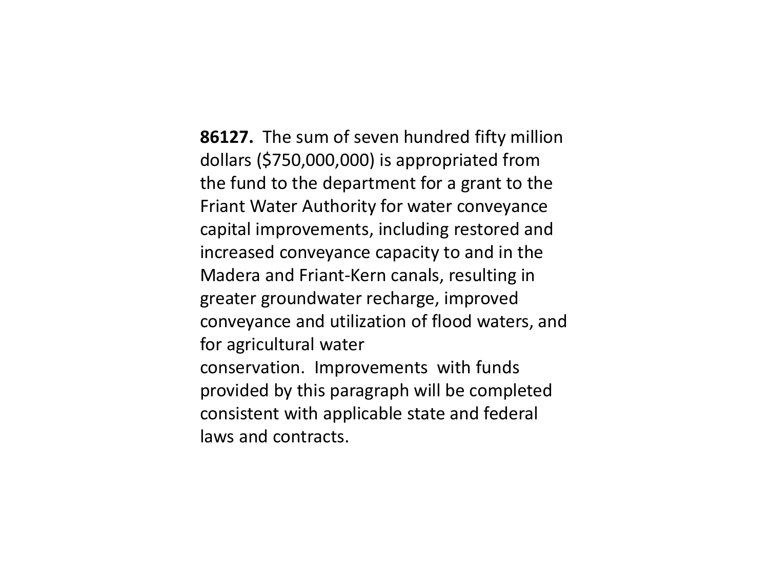**86127.** The sum of seven hundred fifty million dollars ($750,000,000) is appropriated from the fund to the department for a grant to the Friant Water Authority for water conveyance capital improvements, including restored and increased conveyance capacity to and in the Madera and Friant-Kern canals, resulting in greater groundwater recharge, improved conveyance and utilization of flood waters, and for agricultural water conservation. Improvements with funds provided by this paragraph will be completed consistent with applicable state and federal laws and contracts.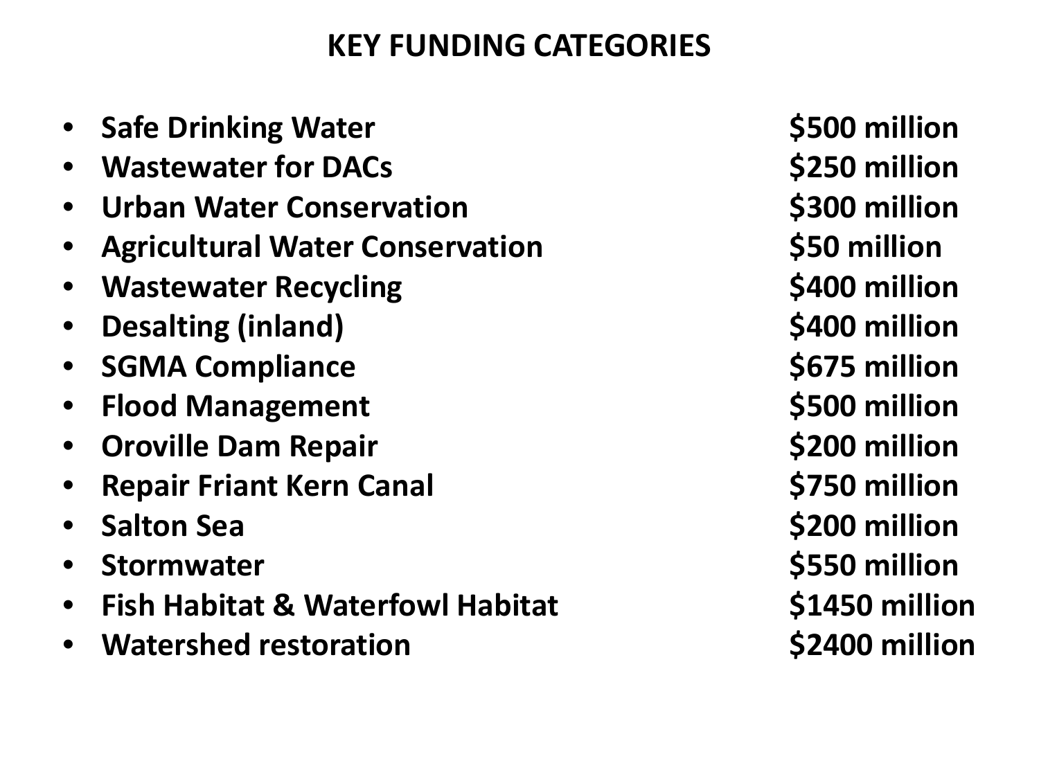# KEY FUNDING CATEGORIES

- **Safe Drinking Water** **$500 million**
- **Wastewater for DACs** **$250 million**
- **Urban Water Conservation** **$300 million**
- **Agricultural Water Conservation** **$50 million**
- **Wastewater Recycling** **$400 million**
- **Desalting (inland)** **$400 million**
- **SGMA Compliance** **$675 million**
- **Flood Management** **$500 million**
- **Oroville Dam Repair** **$200 million**
- **Repair Friant Kern Canal** **$750 million**
- **Salton Sea** **$200 million**
- **Stormwater** **$550 million**
- **Fish Habitat & Waterfowl Habitat** **$1450 million**
- **Watershed restoration** **$2400 million**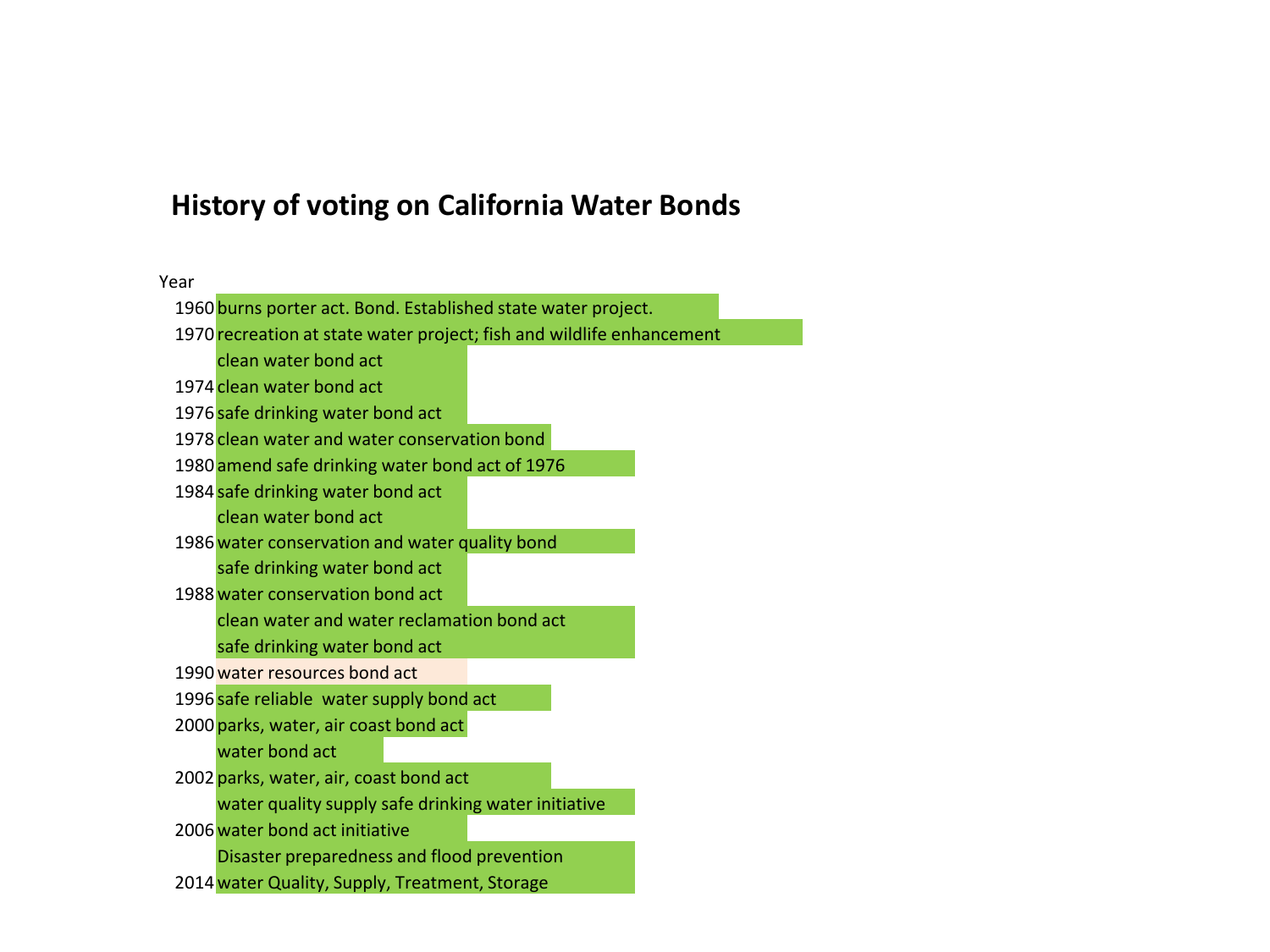# History of voting on California Water Bonds

| Year | |
|---|---|
| 1960 | burns porter act. Bond. Established state water project. |
| 1970 | recreation at state water project; fish and wildlife enhancement |
| | clean water bond act |
| 1974 | clean water bond act |
| 1976 | safe drinking water bond act |
| 1978 | clean water and water conservation bond |
| 1980 | amend safe drinking water bond act of 1976 |
| 1984 | safe drinking water bond act |
| | clean water bond act |
| 1986 | water conservation and water quality bond |
| | safe drinking water bond act |
| 1988 | water conservation bond act |
| | clean water and water reclamation bond act |
| | safe drinking water bond act |
| 1990 | water resources bond act |
| 1996 | safe reliable water supply bond act |
| 2000 | parks, water, air coast bond act |
| | water bond act |
| 2002 | parks, water, air, coast bond act |
| | water quality supply safe drinking water initiative |
| 2006 | water bond act initiative |
| | Disaster preparedness and flood prevention |
| 2014 | water Quality, Supply, Treatment, Storage |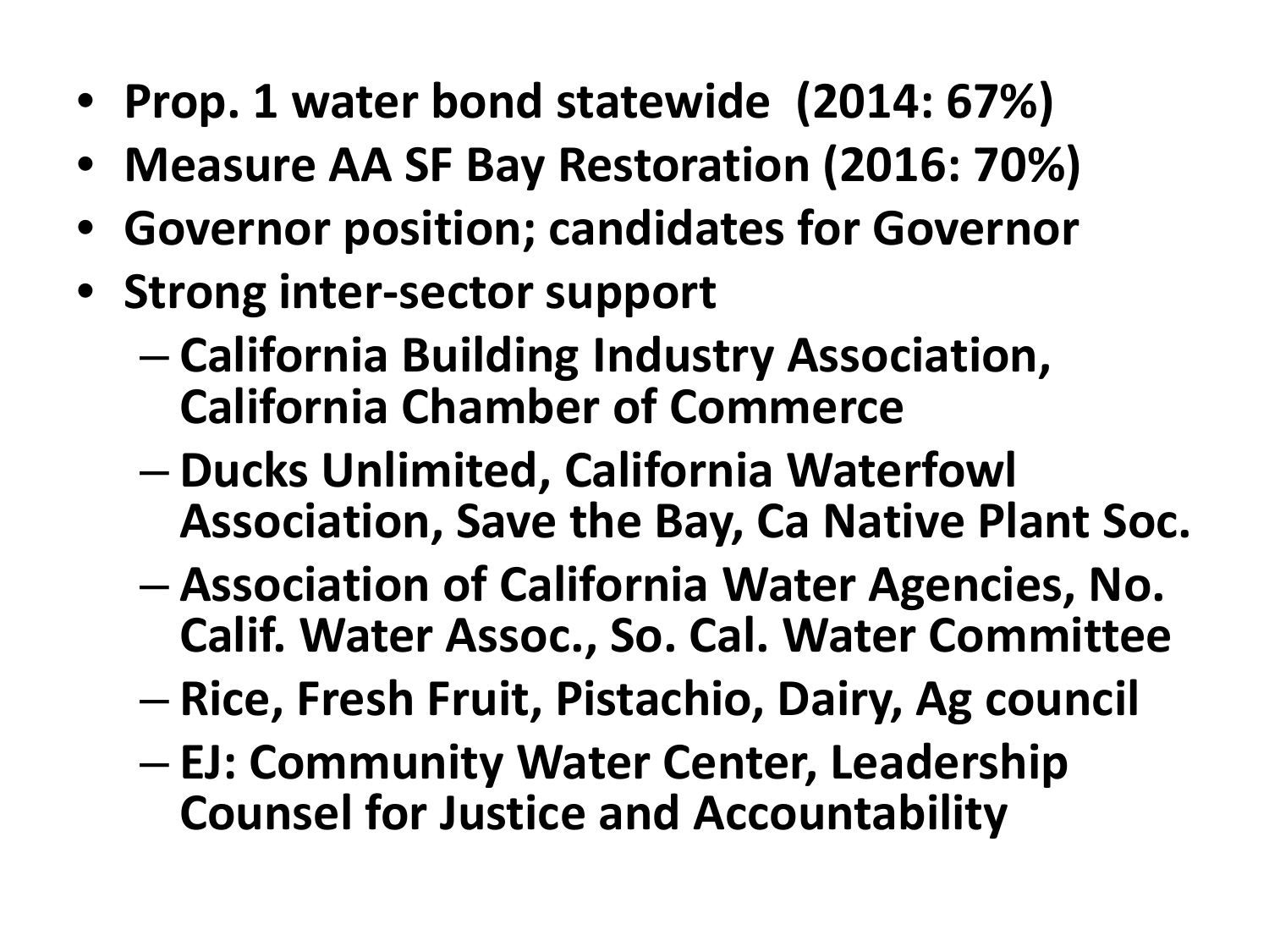- **Prop. 1 water bond statewide (2014: 67%)**
- **Measure AA SF Bay Restoration (2016: 70%)**
- **Governor position; candidates for Governor**
- **Strong inter-sector support**
  - **California Building Industry Association, California Chamber of Commerce**
  - **Ducks Unlimited, California Waterfowl Association, Save the Bay, Ca Native Plant Soc.**
  - **Association of California Water Agencies, No. Calif. Water Assoc., So. Cal. Water Committee**
  - **Rice, Fresh Fruit, Pistachio, Dairy, Ag council**
  - **EJ: Community Water Center, Leadership Counsel for Justice and Accountability**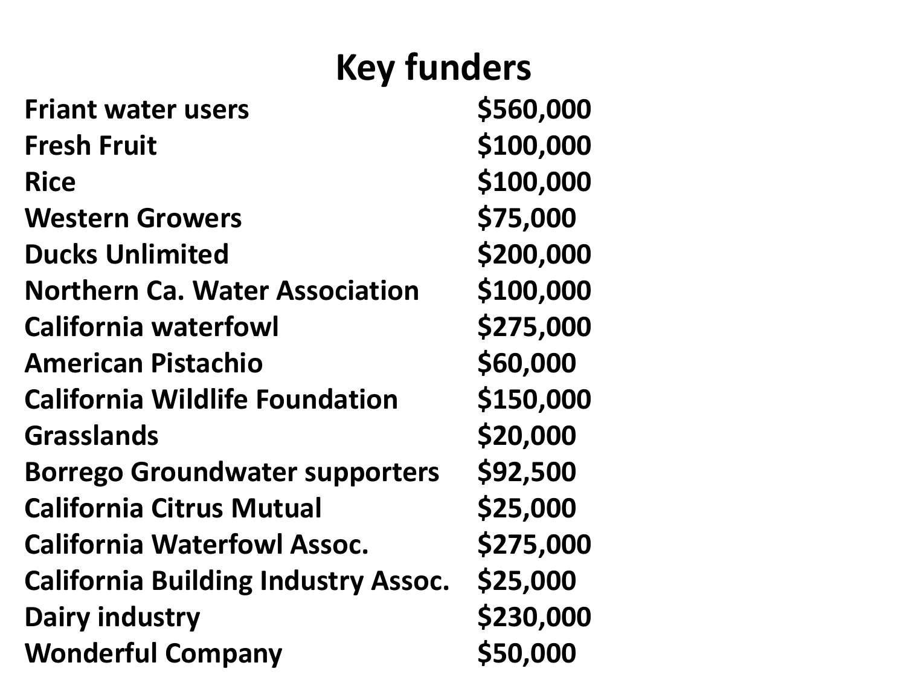# Key funders

| | |
|---|---|
| **Friant water users** | **$560,000** |
| **Fresh Fruit** | **$100,000** |
| **Rice** | **$100,000** |
| **Western Growers** | **$75,000** |
| **Ducks Unlimited** | **$200,000** |
| **Northern Ca. Water Association** | **$100,000** |
| **California waterfowl** | **$275,000** |
| **American Pistachio** | **$60,000** |
| **California Wildlife Foundation** | **$150,000** |
| **Grasslands** | **$20,000** |
| **Borrego Groundwater supporters** | **$92,500** |
| **California Citrus Mutual** | **$25,000** |
| **California Waterfowl Assoc.** | **$275,000** |
| **California Building Industry Assoc.** | **$25,000** |
| **Dairy industry** | **$230,000** |
| **Wonderful Company** | **$50,000** |